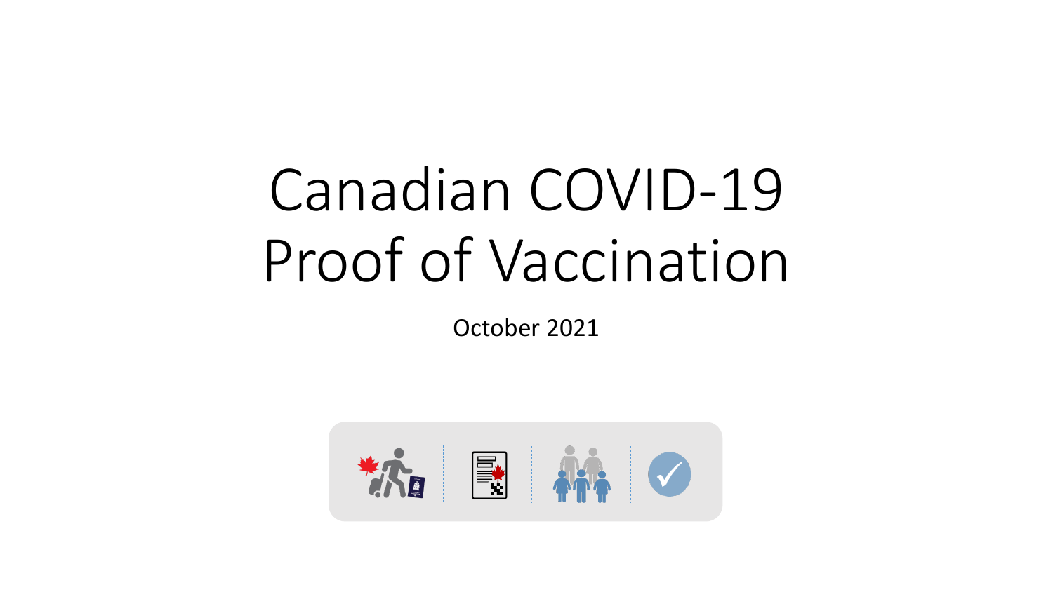# Canadian COVID-19 Proof of Vaccination

October 2021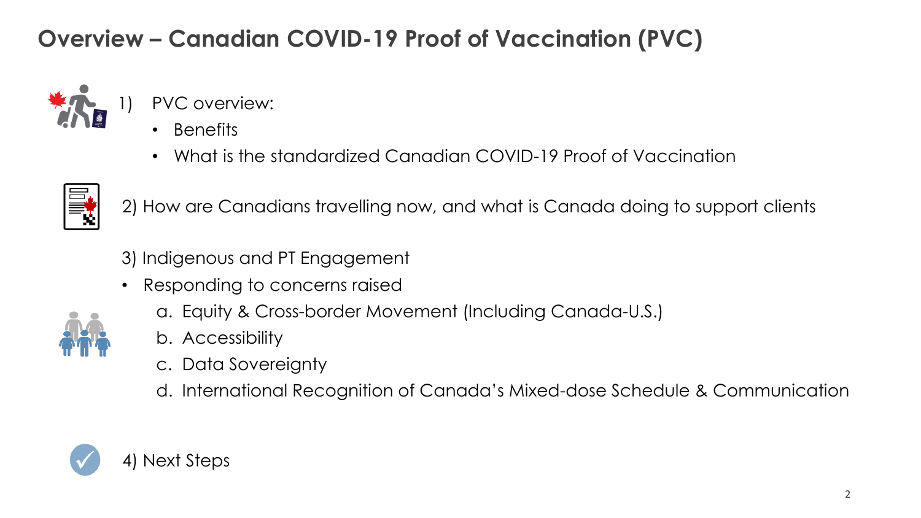# Overview – Canadian COVID-19 Proof of Vaccination (PVC)

1) PVC overview:
   - Benefits
   - What is the standardized Canadian COVID-19 Proof of Vaccination

2) How are Canadians travelling now, and what is Canada doing to support clients

3) Indigenous and PT Engagement
   - Responding to concerns raised
     a. Equity & Cross-border Movement (Including Canada-U.S.)
     b. Accessibility
     c. Data Sovereignty
     d. International Recognition of Canada's Mixed-dose Schedule & Communication

4) Next Steps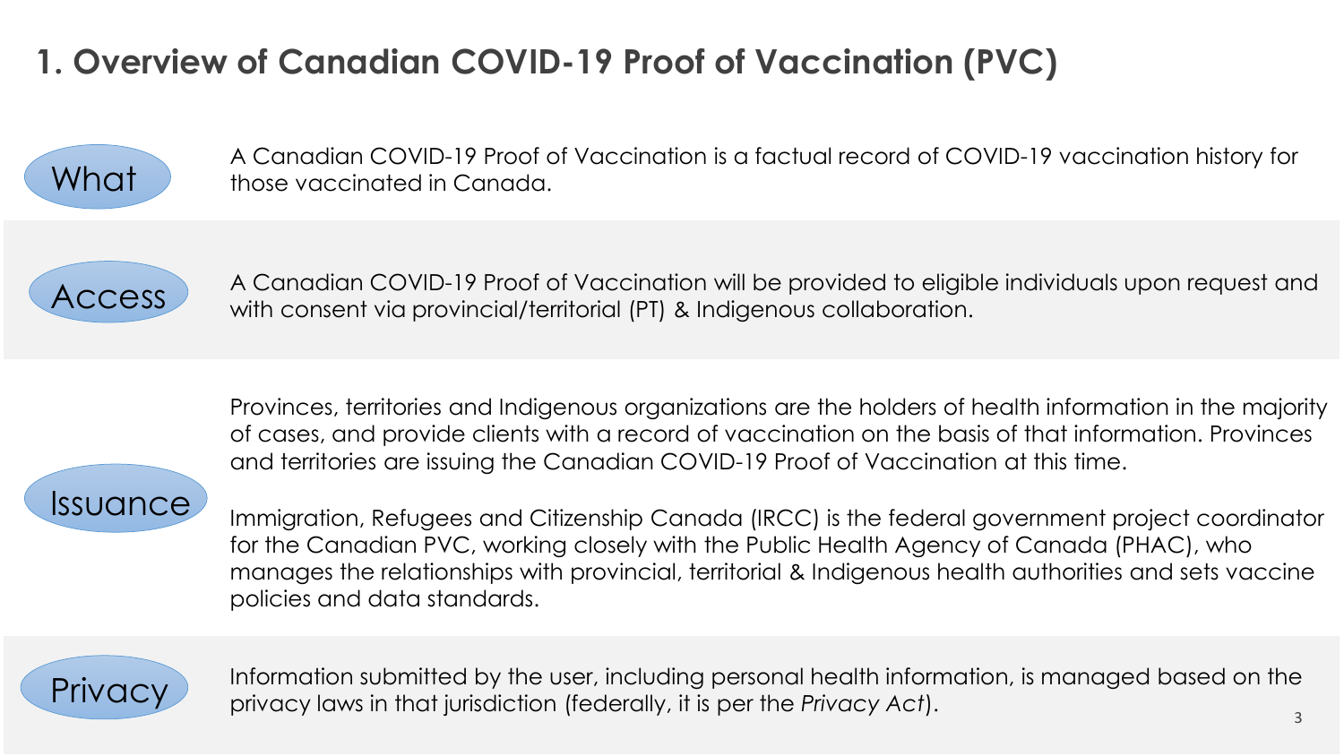# 1. Overview of Canadian COVID-19 Proof of Vaccination (PVC)

**What**

A Canadian COVID-19 Proof of Vaccination is a factual record of COVID-19 vaccination history for those vaccinated in Canada.

**Access**

A Canadian COVID-19 Proof of Vaccination will be provided to eligible individuals upon request and with consent via provincial/territorial (PT) & Indigenous collaboration.

**Issuance**

Provinces, territories and Indigenous organizations are the holders of health information in the majority of cases, and provide clients with a record of vaccination on the basis of that information. Provinces and territories are issuing the Canadian COVID-19 Proof of Vaccination at this time.

Immigration, Refugees and Citizenship Canada (IRCC) is the federal government project coordinator for the Canadian PVC, working closely with the Public Health Agency of Canada (PHAC), who manages the relationships with provincial, territorial & Indigenous health authorities and sets vaccine policies and data standards.

**Privacy**

Information submitted by the user, including personal health information, is managed based on the privacy laws in that jurisdiction (federally, it is per the *Privacy Act*).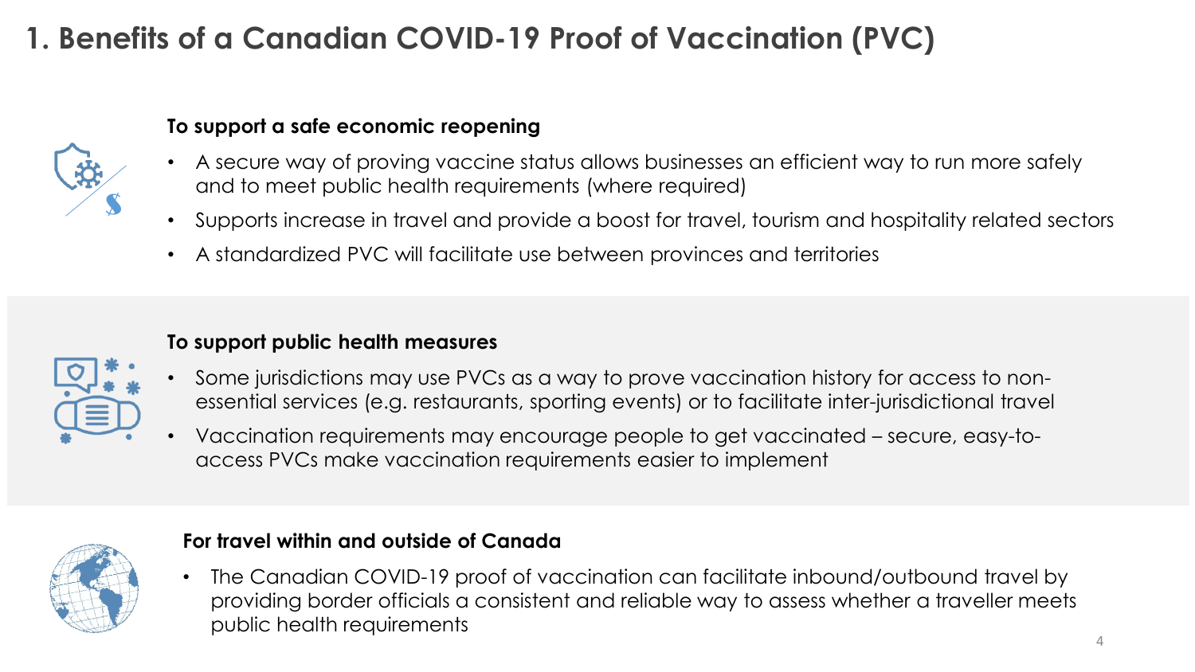# 1. Benefits of a Canadian COVID-19 Proof of Vaccination (PVC)

### To support a safe economic reopening

- A secure way of proving vaccine status allows businesses an efficient way to run more safely and to meet public health requirements (where required)
- Supports increase in travel and provide a boost for travel, tourism and hospitality related sectors
- A standardized PVC will facilitate use between provinces and territories

### To support public health measures

- Some jurisdictions may use PVCs as a way to prove vaccination history for access to non-essential services (e.g. restaurants, sporting events) or to facilitate inter-jurisdictional travel
- Vaccination requirements may encourage people to get vaccinated – secure, easy-to-access PVCs make vaccination requirements easier to implement

### For travel within and outside of Canada

- The Canadian COVID-19 proof of vaccination can facilitate inbound/outbound travel by providing border officials a consistent and reliable way to assess whether a traveller meets public health requirements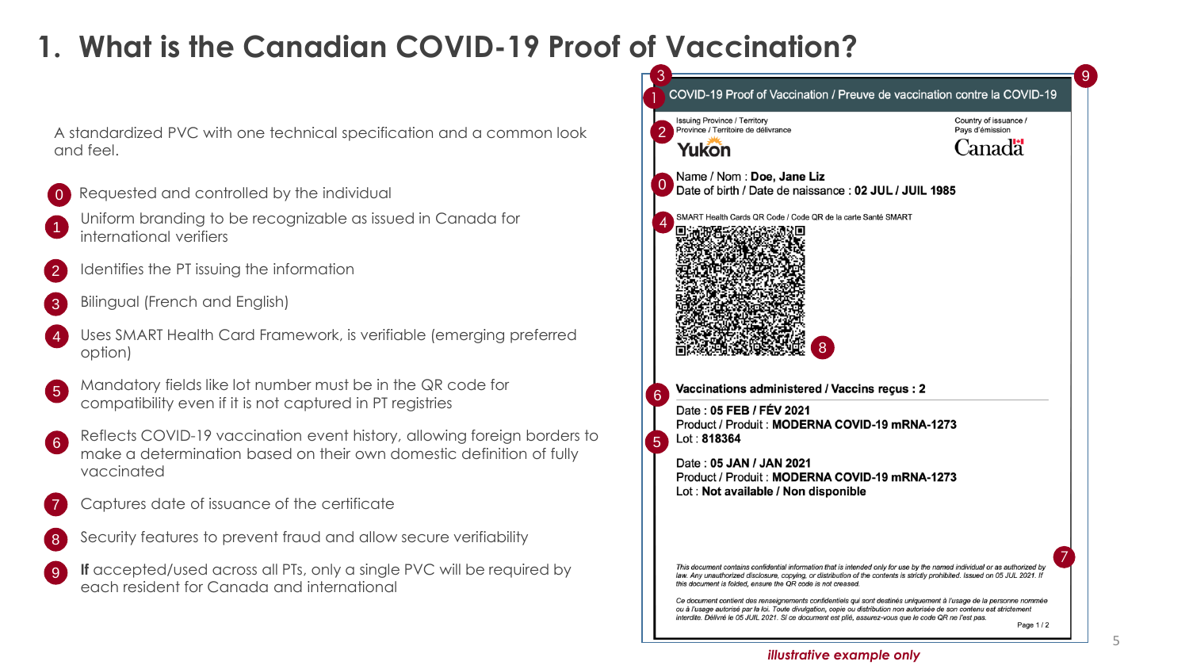# 1. What is the Canadian COVID-19 Proof of Vaccination?

A standardized PVC with one technical specification and a common look and feel.

0. Requested and controlled by the individual
1. Uniform branding to be recognizable as issued in Canada for international verifiers
2. Identifies the PT issuing the information
3. Bilingual (French and English)
4. Uses SMART Health Card Framework, is verifiable (emerging preferred option)
5. Mandatory fields like lot number must be in the QR code for compatibility even if it is not captured in PT registries
6. Reflects COVID-19 vaccination event history, allowing foreign borders to make a determination based on their own domestic definition of fully vaccinated
7. Captures date of issuance of the certificate
8. Security features to prevent fraud and allow secure verifiability
9. **If** accepted/used across all PTs, only a single PVC will be required by each resident for Canada and international

---

COVID-19 Proof of Vaccination / Preuve de vaccination contre la COVID-19

Issuing Province / Territory
Province / Territoire de délivrance
**Yukon**

Country of issuance /
Pays d'émission
**Canada**

Name / Nom : **Doe, Jane Liz**
Date of birth / Date de naissance : **02 JUL / JUIL 1985**

SMART Health Cards QR Code / Code QR de la carte Santé SMART

**Vaccinations administered / Vaccins reçus : 2**

Date : **05 FEB / FÉV 2021**
Product / Produit : **MODERNA COVID-19 mRNA-1273**
Lot : **818364**

Date : **05 JAN / JAN 2021**
Product / Produit : **MODERNA COVID-19 mRNA-1273**
Lot : **Not available / Non disponible**

*This document contains confidential information that is intended only for use by the named individual or as authorized by law. Any unauthorized disclosure, copying, or distribution of the contents is strictly prohibited. Issued on 05 JUL 2021. If this document is folded, ensure the QR code is not creased.*

*Ce document contient des renseignements confidentiels qui sont destinés uniquement à l'usage de la personne nommée ou à l'usage autorisé par la loi. Toute divulgation, copie ou distribution non autorisée de son contenu est strictement interdite. Délivré le 05 JUIL 2021. Si ce document est plié, assurez-vous que le code QR ne l'est pas.*

Page 1 / 2

***illustrative example only***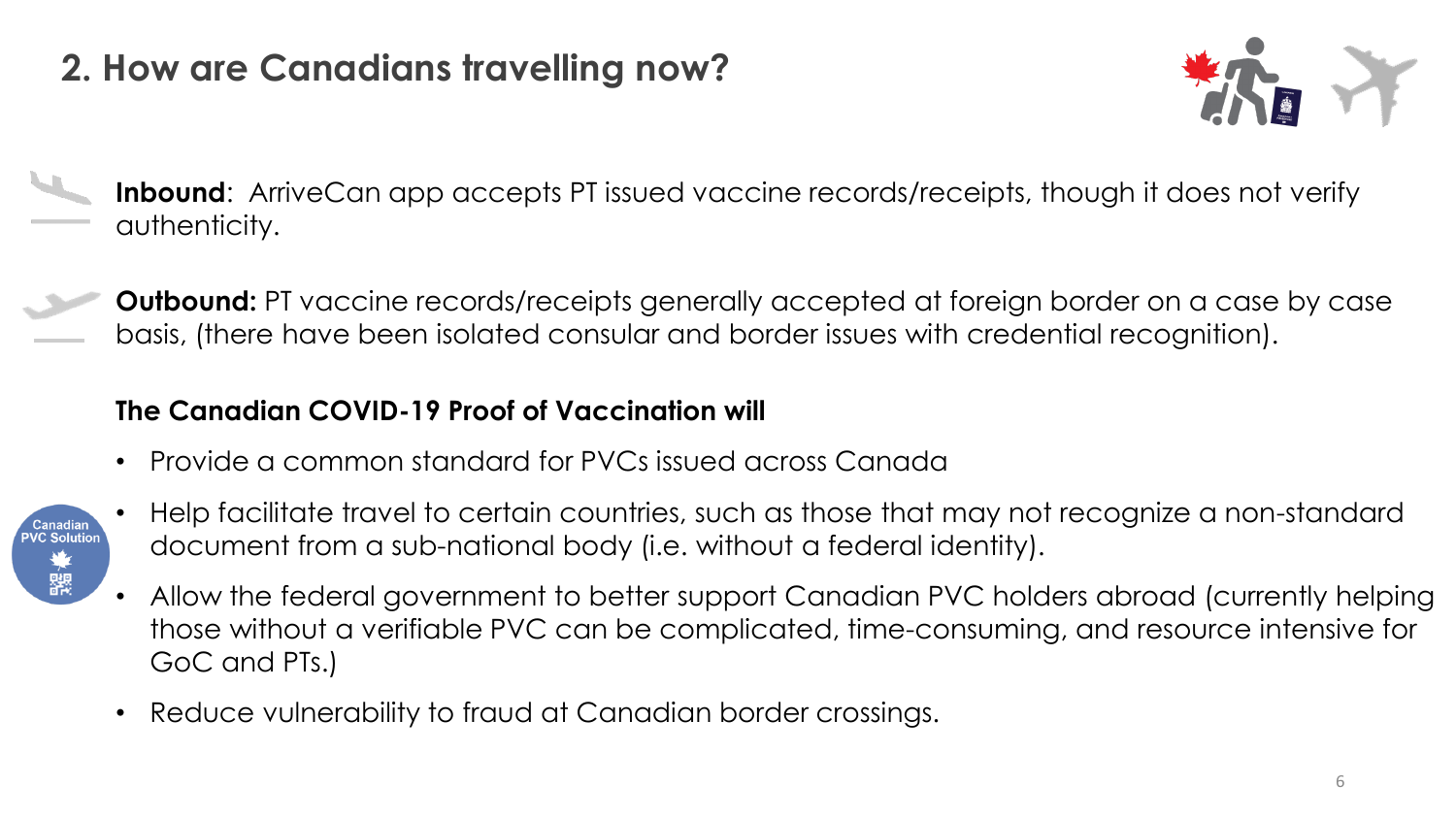## 2. How are Canadians travelling now?

**Inbound**: ArriveCan app accepts PT issued vaccine records/receipts, though it does not verify authenticity.

**Outbound:** PT vaccine records/receipts generally accepted at foreign border on a case by case basis, (there have been isolated consular and border issues with credential recognition).

**The Canadian COVID-19 Proof of Vaccination will**

Canadian PVC Solution

- Provide a common standard for PVCs issued across Canada
- Help facilitate travel to certain countries, such as those that may not recognize a non-standard document from a sub-national body (i.e. without a federal identity).
- Allow the federal government to better support Canadian PVC holders abroad (currently helping those without a verifiable PVC can be complicated, time-consuming, and resource intensive for GoC and PTs.)
- Reduce vulnerability to fraud at Canadian border crossings.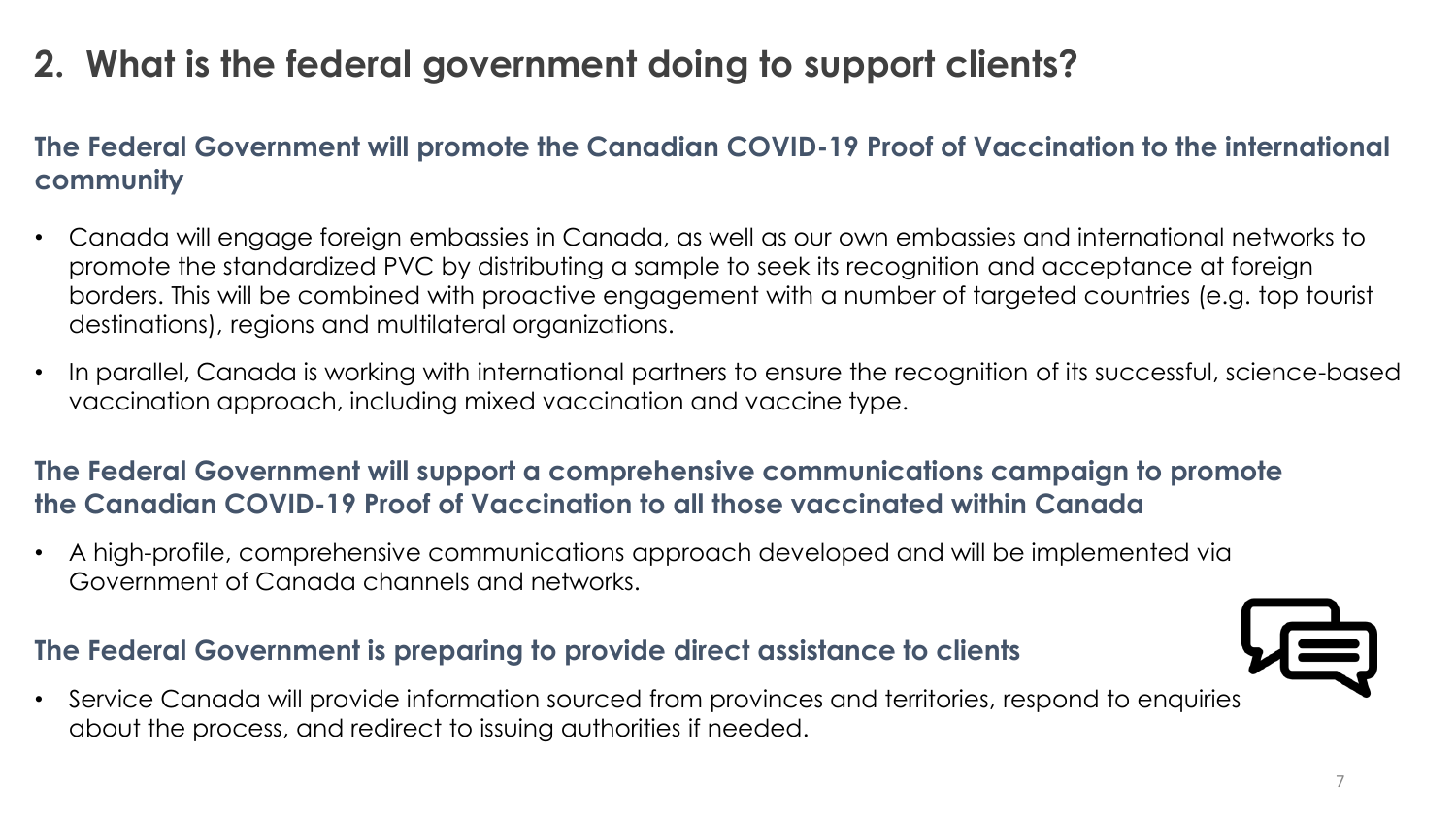## 2. What is the federal government doing to support clients?

### The Federal Government will promote the Canadian COVID-19 Proof of Vaccination to the international community

- Canada will engage foreign embassies in Canada, as well as our own embassies and international networks to promote the standardized PVC by distributing a sample to seek its recognition and acceptance at foreign borders. This will be combined with proactive engagement with a number of targeted countries (e.g. top tourist destinations), regions and multilateral organizations.
- In parallel, Canada is working with international partners to ensure the recognition of its successful, science-based vaccination approach, including mixed vaccination and vaccine type.

### The Federal Government will support a comprehensive communications campaign to promote the Canadian COVID-19 Proof of Vaccination to all those vaccinated within Canada

- A high-profile, comprehensive communications approach developed and will be implemented via Government of Canada channels and networks.

### The Federal Government is preparing to provide direct assistance to clients

- Service Canada will provide information sourced from provinces and territories, respond to enquiries about the process, and redirect to issuing authorities if needed.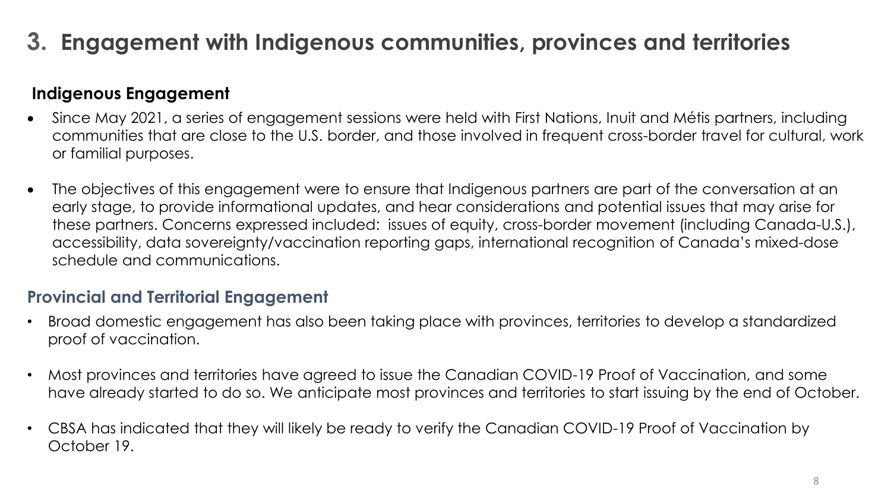# 3. Engagement with Indigenous communities, provinces and territories

### Indigenous Engagement

- Since May 2021, a series of engagement sessions were held with First Nations, Inuit and Métis partners, including communities that are close to the U.S. border, and those involved in frequent cross-border travel for cultural, work or familial purposes.
- The objectives of this engagement were to ensure that Indigenous partners are part of the conversation at an early stage, to provide informational updates, and hear considerations and potential issues that may arise for these partners. Concerns expressed included: issues of equity, cross-border movement (including Canada-U.S.), accessibility, data sovereignty/vaccination reporting gaps, international recognition of Canada's mixed-dose schedule and communications.

### Provincial and Territorial Engagement

- Broad domestic engagement has also been taking place with provinces, territories to develop a standardized proof of vaccination.
- Most provinces and territories have agreed to issue the Canadian COVID-19 Proof of Vaccination, and some have already started to do so. We anticipate most provinces and territories to start issuing by the end of October.
- CBSA has indicated that they will likely be ready to verify the Canadian COVID-19 Proof of Vaccination by October 19.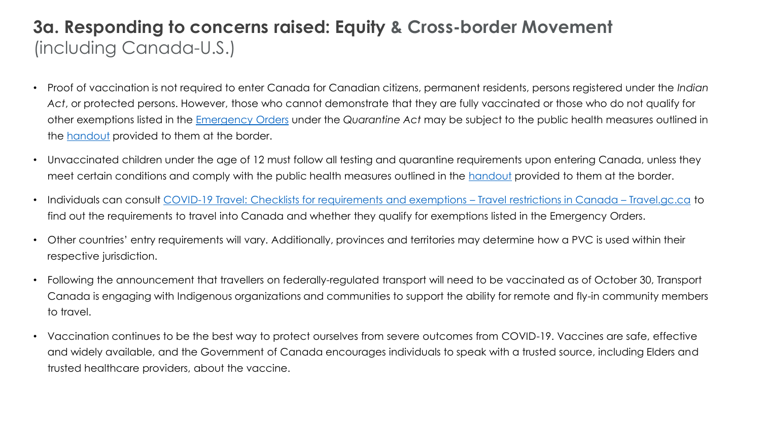# **3a. Responding to concerns raised: Equity & Cross-border Movement** (including Canada-U.S.)

- Proof of vaccination is not required to enter Canada for Canadian citizens, permanent residents, persons registered under the *Indian Act*, or protected persons. However, those who cannot demonstrate that they are fully vaccinated or those who do not qualify for other exemptions listed in the [Emergency Orders] under the *Quarantine Act* may be subject to the public health measures outlined in the [handout] provided to them at the border.
- Unvaccinated children under the age of 12 must follow all testing and quarantine requirements upon entering Canada, unless they meet certain conditions and comply with the public health measures outlined in the [handout] provided to them at the border.
- Individuals can consult [COVID-19 Travel: Checklists for requirements and exemptions – Travel restrictions in Canada – Travel.gc.ca] to find out the requirements to travel into Canada and whether they qualify for exemptions listed in the Emergency Orders.
- Other countries' entry requirements will vary. Additionally, provinces and territories may determine how a PVC is used within their respective jurisdiction.
- Following the announcement that travellers on federally-regulated transport will need to be vaccinated as of October 30, Transport Canada is engaging with Indigenous organizations and communities to support the ability for remote and fly-in community members to travel.
- Vaccination continues to be the best way to protect ourselves from severe outcomes from COVID-19. Vaccines are safe, effective and widely available, and the Government of Canada encourages individuals to speak with a trusted source, including Elders and trusted healthcare providers, about the vaccine.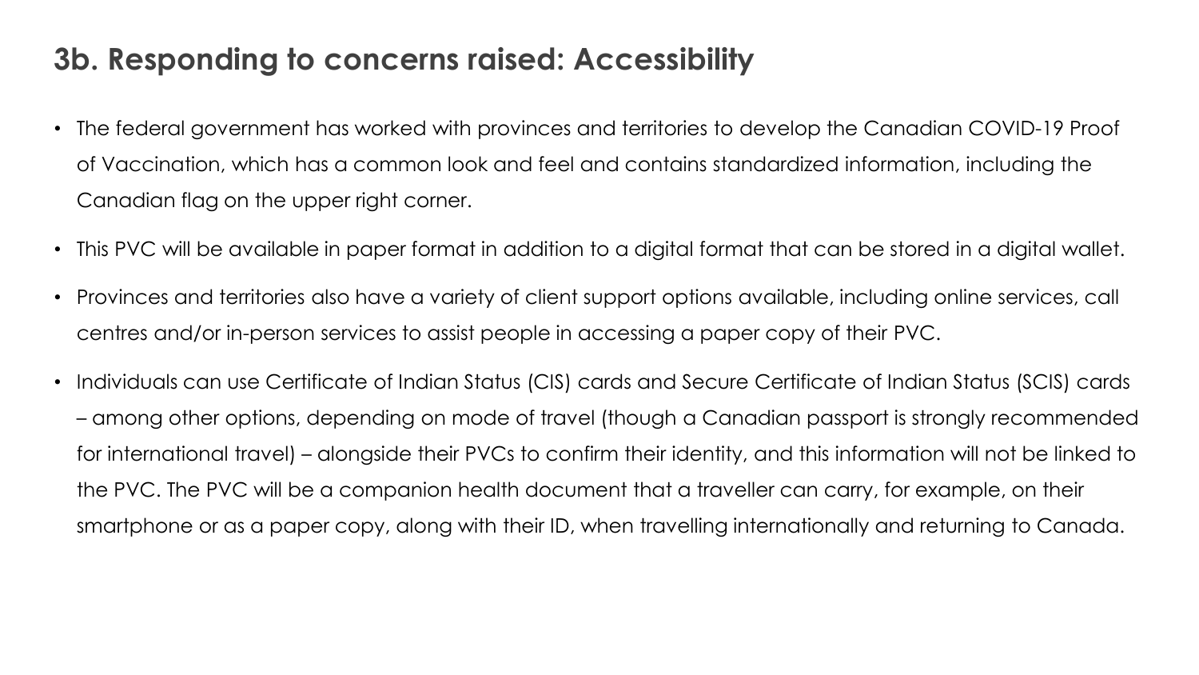## 3b. Responding to concerns raised: Accessibility

- The federal government has worked with provinces and territories to develop the Canadian COVID-19 Proof of Vaccination, which has a common look and feel and contains standardized information, including the Canadian flag on the upper right corner.
- This PVC will be available in paper format in addition to a digital format that can be stored in a digital wallet.
- Provinces and territories also have a variety of client support options available, including online services, call centres and/or in-person services to assist people in accessing a paper copy of their PVC.
- Individuals can use Certificate of Indian Status (CIS) cards and Secure Certificate of Indian Status (SCIS) cards – among other options, depending on mode of travel (though a Canadian passport is strongly recommended for international travel) – alongside their PVCs to confirm their identity, and this information will not be linked to the PVC. The PVC will be a companion health document that a traveller can carry, for example, on their smartphone or as a paper copy, along with their ID, when travelling internationally and returning to Canada.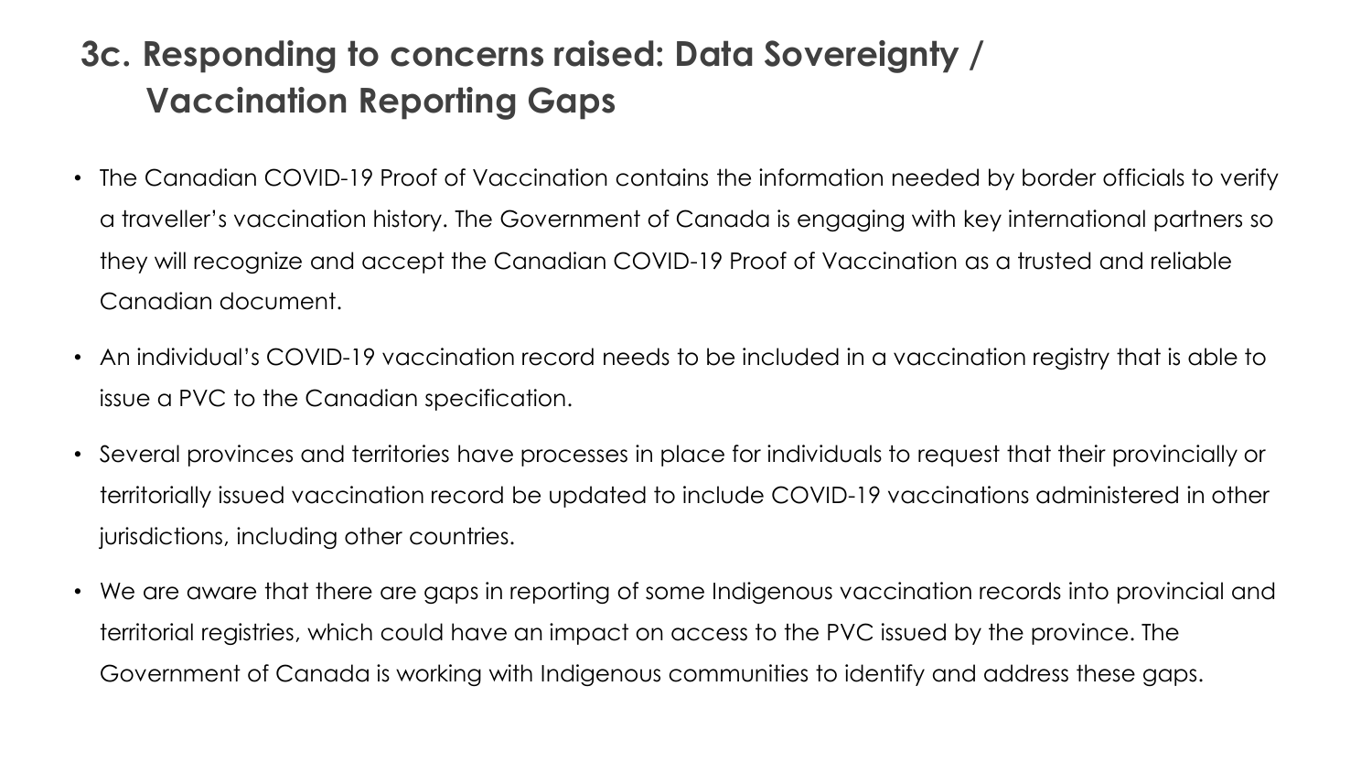## 3c. Responding to concerns raised: Data Sovereignty / Vaccination Reporting Gaps

- The Canadian COVID-19 Proof of Vaccination contains the information needed by border officials to verify a traveller's vaccination history. The Government of Canada is engaging with key international partners so they will recognize and accept the Canadian COVID-19 Proof of Vaccination as a trusted and reliable Canadian document.
- An individual's COVID-19 vaccination record needs to be included in a vaccination registry that is able to issue a PVC to the Canadian specification.
- Several provinces and territories have processes in place for individuals to request that their provincially or territorially issued vaccination record be updated to include COVID-19 vaccinations administered in other jurisdictions, including other countries.
- We are aware that there are gaps in reporting of some Indigenous vaccination records into provincial and territorial registries, which could have an impact on access to the PVC issued by the province. The Government of Canada is working with Indigenous communities to identify and address these gaps.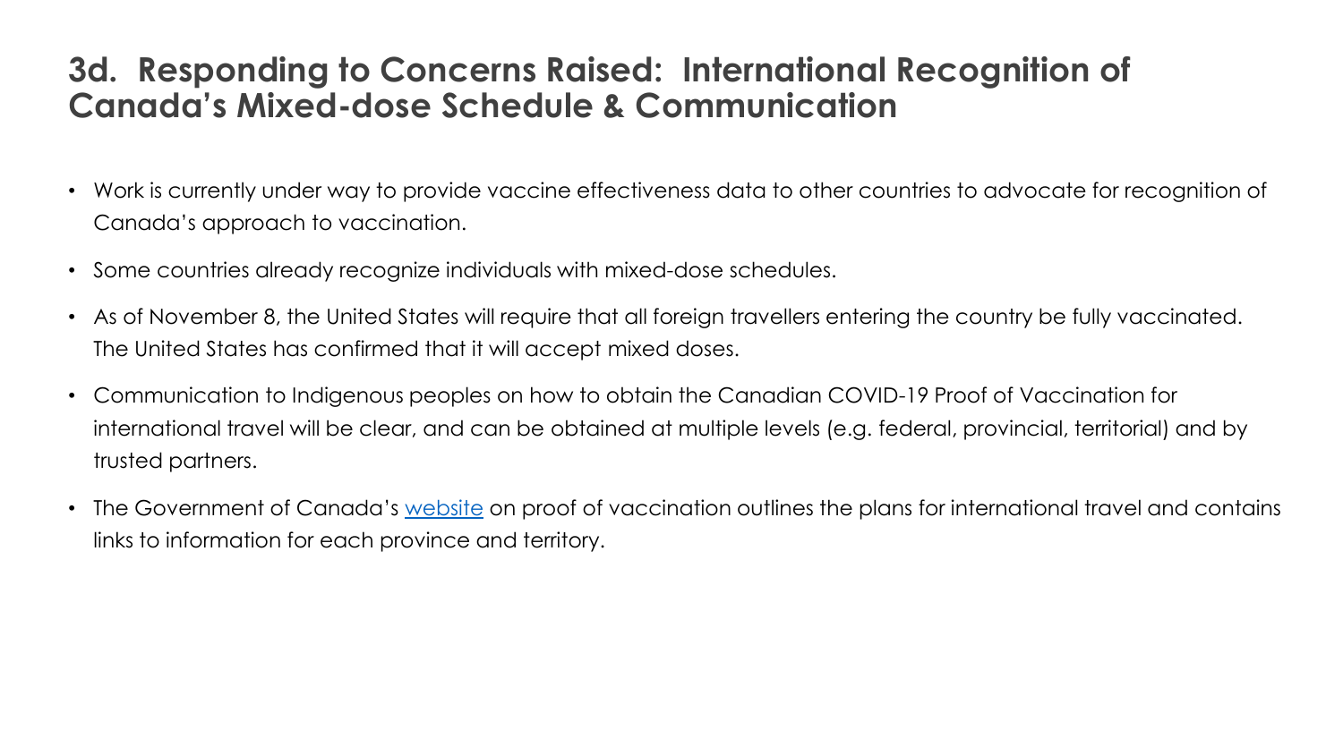# 3d. Responding to Concerns Raised: International Recognition of Canada's Mixed-dose Schedule & Communication

- Work is currently under way to provide vaccine effectiveness data to other countries to advocate for recognition of Canada's approach to vaccination.
- Some countries already recognize individuals with mixed-dose schedules.
- As of November 8, the United States will require that all foreign travellers entering the country be fully vaccinated. The United States has confirmed that it will accept mixed doses.
- Communication to Indigenous peoples on how to obtain the Canadian COVID-19 Proof of Vaccination for international travel will be clear, and can be obtained at multiple levels (e.g. federal, provincial, territorial) and by trusted partners.
- The Government of Canada's website on proof of vaccination outlines the plans for international travel and contains links to information for each province and territory.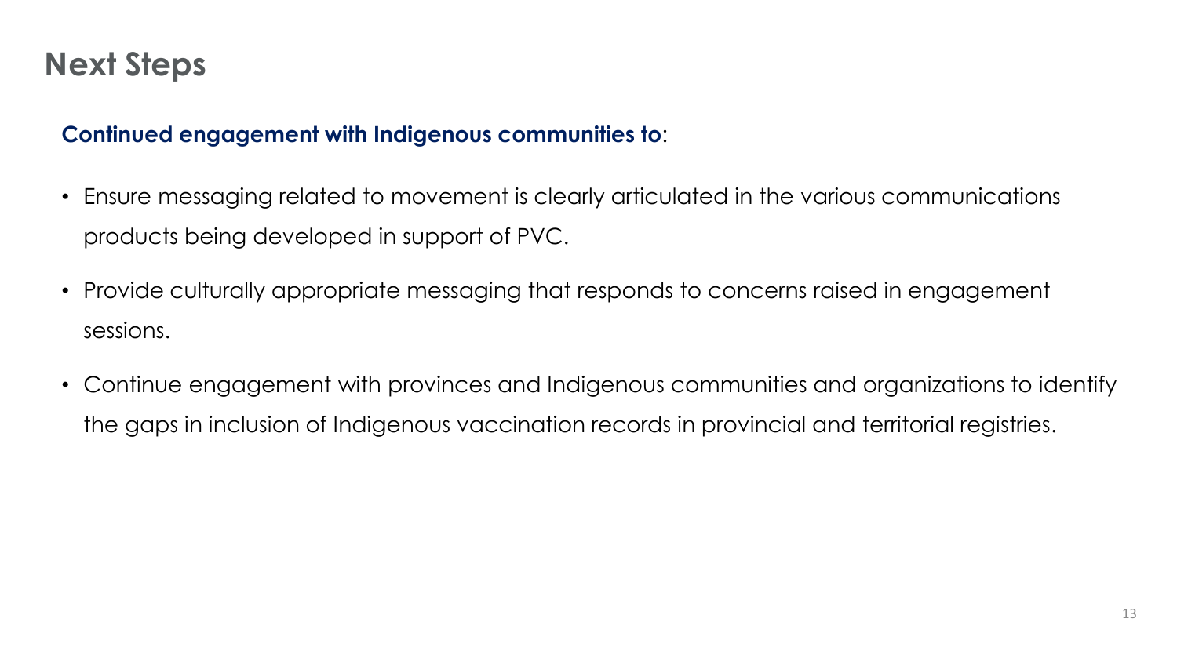# Next Steps

**Continued engagement with Indigenous communities to**:

- Ensure messaging related to movement is clearly articulated in the various communications products being developed in support of PVC.
- Provide culturally appropriate messaging that responds to concerns raised in engagement sessions.
- Continue engagement with provinces and Indigenous communities and organizations to identify the gaps in inclusion of Indigenous vaccination records in provincial and territorial registries.